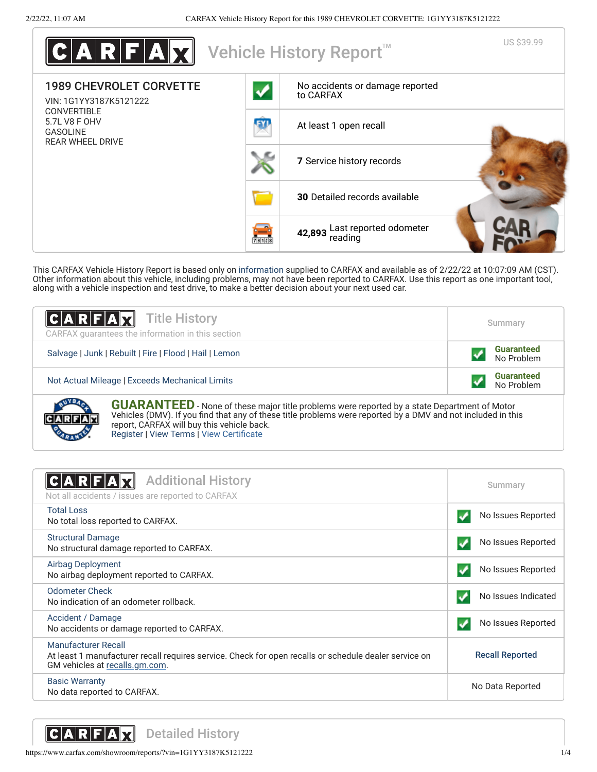# CARFAX Vehicle History Report™

US $39.99

## 1989 CHEVROLET CORVETTE

VIN: 1G1YY3187K5121222
CONVERTIBLE
5.7L V8 F OHV
GASOLINE
REAR WHEEL DRIVE

- No accidents or damage reported to CARFAX
- At least 1 open recall
- **7** Service history records
- **30** Detailed records available
- **42,893** Last reported odometer reading

This CARFAX Vehicle History Report is based only on information supplied to CARFAX and available as of 2/22/22 at 10:07:09 AM (CST). Other information about this vehicle, including problems, may not have been reported to CARFAX. Use this report as one important tool, along with a vehicle inspection and test drive, to make a better decision about your next used car.

## CARFAX Title History

CARFAX guarantees the information in this section

| | Summary |
|---|---|
| Salvage \| Junk \| Rebuilt \| Fire \| Flood \| Hail \| Lemon | **Guaranteed** No Problem |
| Not Actual Mileage \| Exceeds Mechanical Limits | **Guaranteed** No Problem |

**GUARANTEED** - None of these major title problems were reported by a state Department of Motor Vehicles (DMV). If you find that any of these title problems were reported by a DMV and not included in this report, CARFAX will buy this vehicle back.
Register | View Terms | View Certificate

## CARFAX Additional History

Not all accidents / issues are reported to CARFAX

| | Summary |
|---|---|
| **Total Loss** No total loss reported to CARFAX. | No Issues Reported |
| **Structural Damage** No structural damage reported to CARFAX. | No Issues Reported |
| **Airbag Deployment** No airbag deployment reported to CARFAX. | No Issues Reported |
| **Odometer Check** No indication of an odometer rollback. | No Issues Indicated |
| **Accident / Damage** No accidents or damage reported to CARFAX. | No Issues Reported |
| **Manufacturer Recall** At least 1 manufacturer recall requires service. Check for open recalls or schedule dealer service on GM vehicles at recalls.gm.com. | Recall Reported |
| **Basic Warranty** No data reported to CARFAX. | No Data Reported |

## CARFAX Detailed History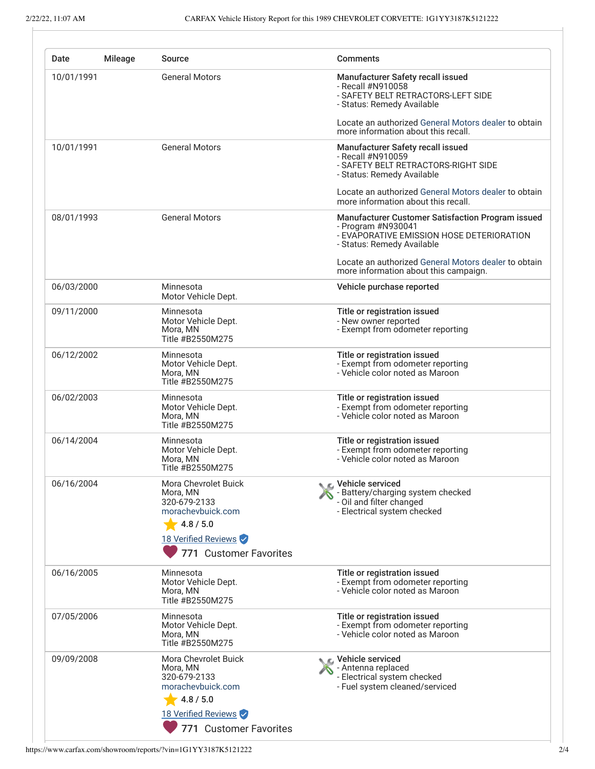| Date | Mileage | Source | Comments |
|---|---|---|---|
| 10/01/1991 | | General Motors | **Manufacturer Safety recall issued**<br>- Recall #N910058<br>- SAFETY BELT RETRACTORS-LEFT SIDE<br>- Status: Remedy Available<br><br>Locate an authorized General Motors dealer to obtain more information about this recall. |
| 10/01/1991 | | General Motors | **Manufacturer Safety recall issued**<br>- Recall #N910059<br>- SAFETY BELT RETRACTORS-RIGHT SIDE<br>- Status: Remedy Available<br><br>Locate an authorized General Motors dealer to obtain more information about this recall. |
| 08/01/1993 | | General Motors | **Manufacturer Customer Satisfaction Program issued**<br>- Program #N930041<br>- EVAPORATIVE EMISSION HOSE DETERIORATION<br>- Status: Remedy Available<br><br>Locate an authorized General Motors dealer to obtain more information about this campaign. |
| 06/03/2000 | | Minnesota<br>Motor Vehicle Dept. | **Vehicle purchase reported** |
| 09/11/2000 | | Minnesota<br>Motor Vehicle Dept.<br>Mora, MN<br>Title #B2550M275 | **Title or registration issued**<br>- New owner reported<br>- Exempt from odometer reporting |
| 06/12/2002 | | Minnesota<br>Motor Vehicle Dept.<br>Mora, MN<br>Title #B2550M275 | **Title or registration issued**<br>- Exempt from odometer reporting<br>- Vehicle color noted as Maroon |
| 06/02/2003 | | Minnesota<br>Motor Vehicle Dept.<br>Mora, MN<br>Title #B2550M275 | **Title or registration issued**<br>- Exempt from odometer reporting<br>- Vehicle color noted as Maroon |
| 06/14/2004 | | Minnesota<br>Motor Vehicle Dept.<br>Mora, MN<br>Title #B2550M275 | **Title or registration issued**<br>- Exempt from odometer reporting<br>- Vehicle color noted as Maroon |
| 06/16/2004 | | Mora Chevrolet Buick<br>Mora, MN<br>320-679-2133<br>morachevbuick.com<br>4.8 / 5.0<br>18 Verified Reviews<br>771 Customer Favorites | **Vehicle serviced**<br>- Battery/charging system checked<br>- Oil and filter changed<br>- Electrical system checked |
| 06/16/2005 | | Minnesota<br>Motor Vehicle Dept.<br>Mora, MN<br>Title #B2550M275 | **Title or registration issued**<br>- Exempt from odometer reporting<br>- Vehicle color noted as Maroon |
| 07/05/2006 | | Minnesota<br>Motor Vehicle Dept.<br>Mora, MN<br>Title #B2550M275 | **Title or registration issued**<br>- Exempt from odometer reporting<br>- Vehicle color noted as Maroon |
| 09/09/2008 | | Mora Chevrolet Buick<br>Mora, MN<br>320-679-2133<br>morachevbuick.com<br>4.8 / 5.0<br>18 Verified Reviews<br>771 Customer Favorites | **Vehicle serviced**<br>- Antenna replaced<br>- Electrical system checked<br>- Fuel system cleaned/serviced |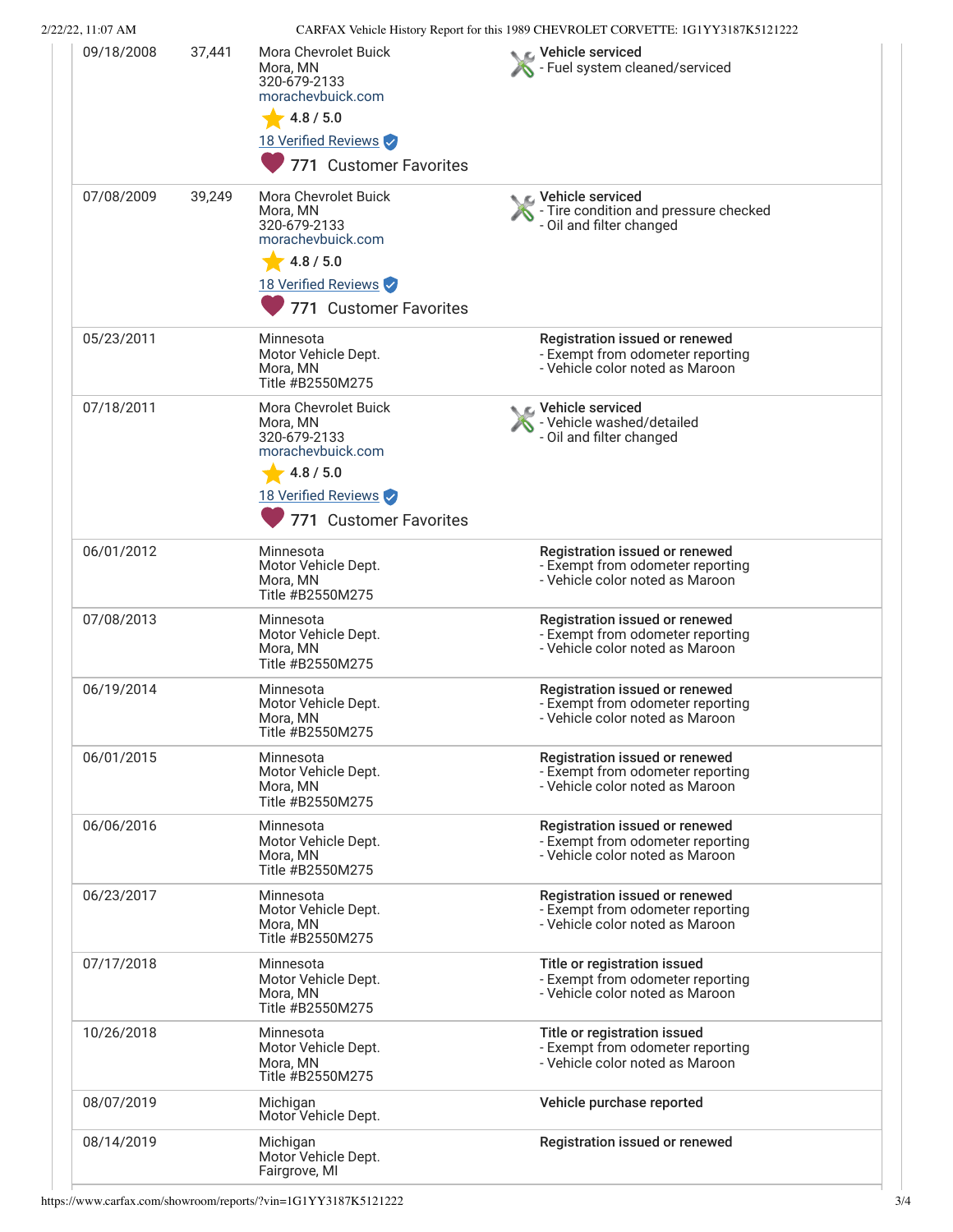| Date | Mileage | Source | Comments |
|---|---|---|---|
| 09/18/2008 | 37,441 | Mora Chevrolet Buick<br>Mora, MN<br>320-679-2133<br>morachevbuick.com<br>4.8 / 5.0<br>18 Verified Reviews<br>771 Customer Favorites | **Vehicle serviced**<br>- Fuel system cleaned/serviced |
| 07/08/2009 | 39,249 | Mora Chevrolet Buick<br>Mora, MN<br>320-679-2133<br>morachevbuick.com<br>4.8 / 5.0<br>18 Verified Reviews<br>771 Customer Favorites | **Vehicle serviced**<br>- Tire condition and pressure checked<br>- Oil and filter changed |
| 05/23/2011 | | Minnesota<br>Motor Vehicle Dept.<br>Mora, MN<br>Title #B2550M275 | **Registration issued or renewed**<br>- Exempt from odometer reporting<br>- Vehicle color noted as Maroon |
| 07/18/2011 | | Mora Chevrolet Buick<br>Mora, MN<br>320-679-2133<br>morachevbuick.com<br>4.8 / 5.0<br>18 Verified Reviews<br>771 Customer Favorites | **Vehicle serviced**<br>- Vehicle washed/detailed<br>- Oil and filter changed |
| 06/01/2012 | | Minnesota<br>Motor Vehicle Dept.<br>Mora, MN<br>Title #B2550M275 | **Registration issued or renewed**<br>- Exempt from odometer reporting<br>- Vehicle color noted as Maroon |
| 07/08/2013 | | Minnesota<br>Motor Vehicle Dept.<br>Mora, MN<br>Title #B2550M275 | **Registration issued or renewed**<br>- Exempt from odometer reporting<br>- Vehicle color noted as Maroon |
| 06/19/2014 | | Minnesota<br>Motor Vehicle Dept.<br>Mora, MN<br>Title #B2550M275 | **Registration issued or renewed**<br>- Exempt from odometer reporting<br>- Vehicle color noted as Maroon |
| 06/01/2015 | | Minnesota<br>Motor Vehicle Dept.<br>Mora, MN<br>Title #B2550M275 | **Registration issued or renewed**<br>- Exempt from odometer reporting<br>- Vehicle color noted as Maroon |
| 06/06/2016 | | Minnesota<br>Motor Vehicle Dept.<br>Mora, MN<br>Title #B2550M275 | **Registration issued or renewed**<br>- Exempt from odometer reporting<br>- Vehicle color noted as Maroon |
| 06/23/2017 | | Minnesota<br>Motor Vehicle Dept.<br>Mora, MN<br>Title #B2550M275 | **Registration issued or renewed**<br>- Exempt from odometer reporting<br>- Vehicle color noted as Maroon |
| 07/17/2018 | | Minnesota<br>Motor Vehicle Dept.<br>Mora, MN<br>Title #B2550M275 | **Title or registration issued**<br>- Exempt from odometer reporting<br>- Vehicle color noted as Maroon |
| 10/26/2018 | | Minnesota<br>Motor Vehicle Dept.<br>Mora, MN<br>Title #B2550M275 | **Title or registration issued**<br>- Exempt from odometer reporting<br>- Vehicle color noted as Maroon |
| 08/07/2019 | | Michigan<br>Motor Vehicle Dept. | **Vehicle purchase reported** |
| 08/14/2019 | | Michigan<br>Motor Vehicle Dept.<br>Fairgrove, MI | **Registration issued or renewed** |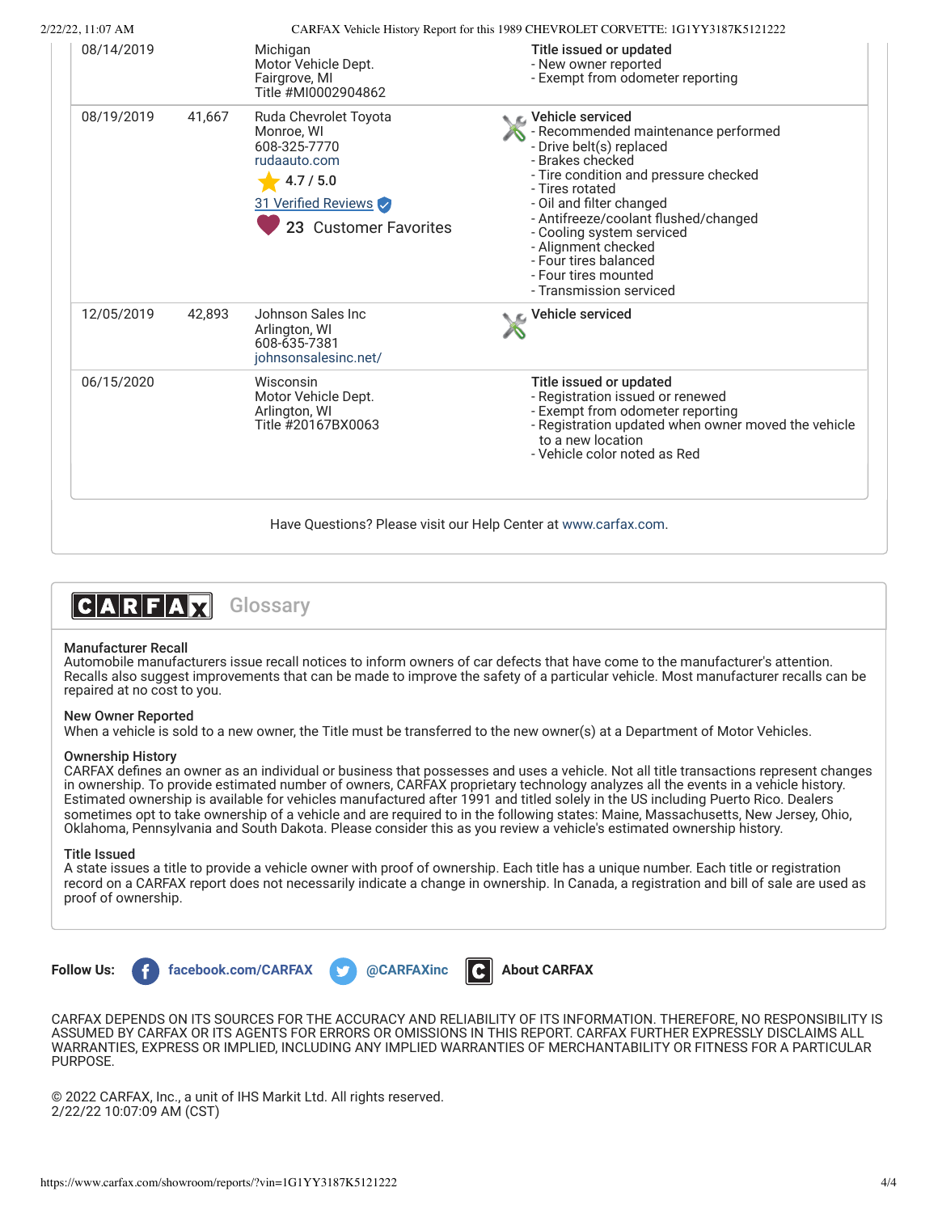| | | | |
|---|---|---|---|
| 08/14/2019 | | Michigan<br>Motor Vehicle Dept.<br>Fairgrove, MI<br>Title #MI0002904862 | **Title issued or updated**<br>- New owner reported<br>- Exempt from odometer reporting |
| 08/19/2019 | 41,667 | Ruda Chevrolet Toyota<br>Monroe, WI<br>608-325-7770<br>rudaauto.com<br>4.7 / 5.0<br>31 Verified Reviews<br>23 Customer Favorites | **Vehicle serviced**<br>- Recommended maintenance performed<br>- Drive belt(s) replaced<br>- Brakes checked<br>- Tire condition and pressure checked<br>- Tires rotated<br>- Oil and filter changed<br>- Antifreeze/coolant flushed/changed<br>- Cooling system serviced<br>- Alignment checked<br>- Four tires balanced<br>- Four tires mounted<br>- Transmission serviced |
| 12/05/2019 | 42,893 | Johnson Sales Inc<br>Arlington, WI<br>608-635-7381<br>johnsonsalesinc.net/ | **Vehicle serviced** |
| 06/15/2020 | | Wisconsin<br>Motor Vehicle Dept.<br>Arlington, WI<br>Title #20167BX0063 | **Title issued or updated**<br>- Registration issued or renewed<br>- Exempt from odometer reporting<br>- Registration updated when owner moved the vehicle to a new location<br>- Vehicle color noted as Red |

Have Questions? Please visit our Help Center at www.carfax.com.

## CARFAX Glossary

**Manufacturer Recall**
Automobile manufacturers issue recall notices to inform owners of car defects that have come to the manufacturer's attention. Recalls also suggest improvements that can be made to improve the safety of a particular vehicle. Most manufacturer recalls can be repaired at no cost to you.

**New Owner Reported**
When a vehicle is sold to a new owner, the Title must be transferred to the new owner(s) at a Department of Motor Vehicles.

**Ownership History**
CARFAX defines an owner as an individual or business that possesses and uses a vehicle. Not all title transactions represent changes in ownership. To provide estimated number of owners, CARFAX proprietary technology analyzes all the events in a vehicle history. Estimated ownership is available for vehicles manufactured after 1991 and titled solely in the US including Puerto Rico. Dealers sometimes opt to take ownership of a vehicle and are required to in the following states: Maine, Massachusetts, New Jersey, Ohio, Oklahoma, Pennsylvania and South Dakota. Please consider this as you review a vehicle's estimated ownership history.

**Title Issued**
A state issues a title to provide a vehicle owner with proof of ownership. Each title has a unique number. Each title or registration record on a CARFAX report does not necessarily indicate a change in ownership. In Canada, a registration and bill of sale are used as proof of ownership.

**Follow Us:** facebook.com/CARFAX @CARFAXinc About CARFAX

CARFAX DEPENDS ON ITS SOURCES FOR THE ACCURACY AND RELIABILITY OF ITS INFORMATION. THEREFORE, NO RESPONSIBILITY IS ASSUMED BY CARFAX OR ITS AGENTS FOR ERRORS OR OMISSIONS IN THIS REPORT. CARFAX FURTHER EXPRESSLY DISCLAIMS ALL WARRANTIES, EXPRESS OR IMPLIED, INCLUDING ANY IMPLIED WARRANTIES OF MERCHANTABILITY OR FITNESS FOR A PARTICULAR PURPOSE.

© 2022 CARFAX, Inc., a unit of IHS Markit Ltd. All rights reserved.
2/22/22 10:07:09 AM (CST)